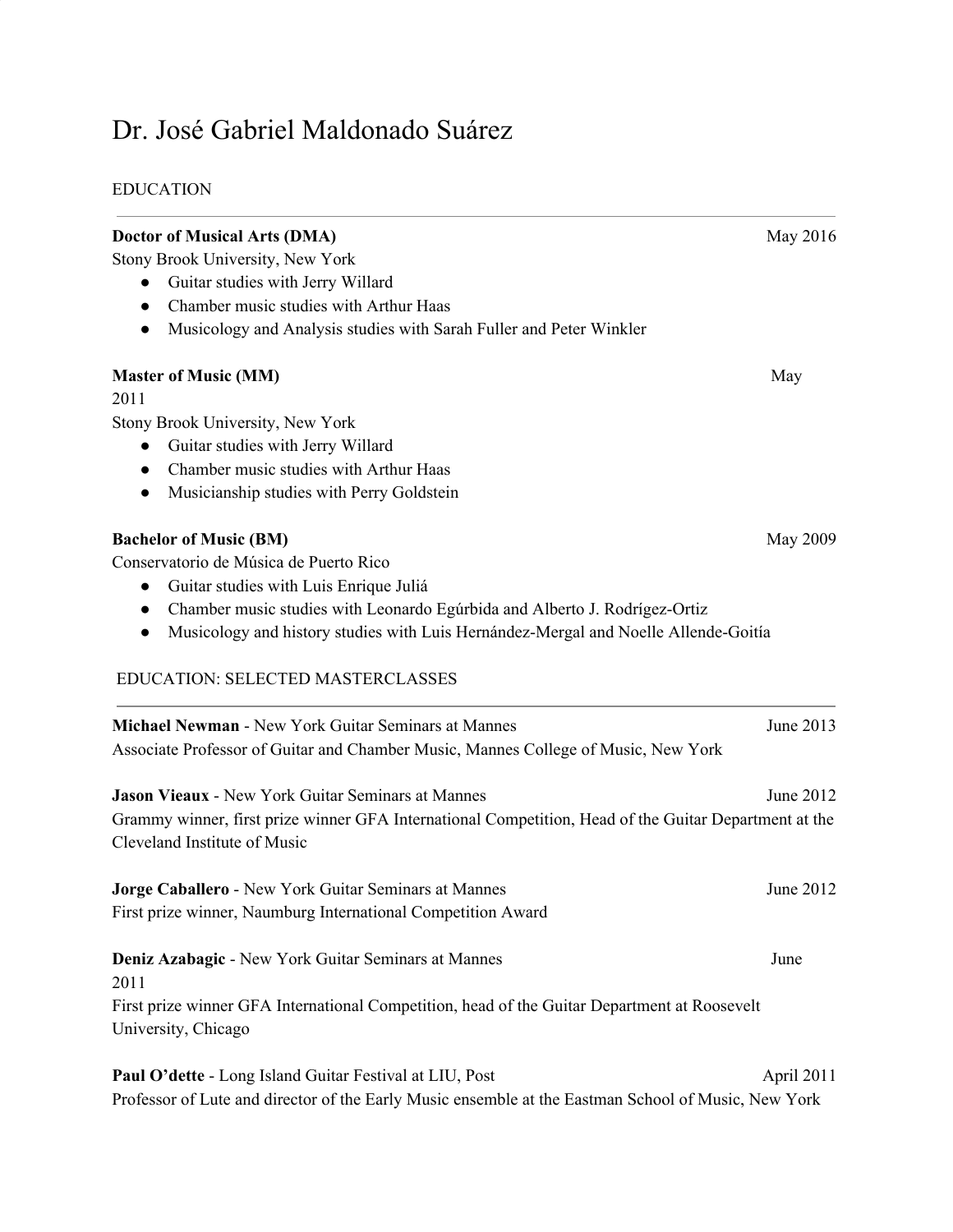# Dr. José Gabriel Maldonado Suárez

## EDUCATION

**Doctor of Musical Arts (DMA)** May 2016
Stony Brook University, New York

- Guitar studies with Jerry Willard
- Chamber music studies with Arthur Haas
- Musicology and Analysis studies with Sarah Fuller and Peter Winkler

**Master of Music (MM)** May 2011
Stony Brook University, New York

- Guitar studies with Jerry Willard
- Chamber music studies with Arthur Haas
- Musicianship studies with Perry Goldstein

**Bachelor of Music (BM)** May 2009
Conservatorio de Música de Puerto Rico

- Guitar studies with Luis Enrique Juliá
- Chamber music studies with Leonardo Egúrbida and Alberto J. Rodrígez-Ortiz
- Musicology and history studies with Luis Hernández-Mergal and Noelle Allende-Goitía

## EDUCATION: SELECTED MASTERCLASSES

**Michael Newman** - New York Guitar Seminars at Mannes June 2013
Associate Professor of Guitar and Chamber Music, Mannes College of Music, New York

**Jason Vieaux** - New York Guitar Seminars at Mannes June 2012
Grammy winner, first prize winner GFA International Competition, Head of the Guitar Department at the Cleveland Institute of Music

**Jorge Caballero** - New York Guitar Seminars at Mannes June 2012
First prize winner, Naumburg International Competition Award

**Deniz Azabagic** - New York Guitar Seminars at Mannes June 2011
First prize winner GFA International Competition, head of the Guitar Department at Roosevelt University, Chicago

**Paul O'dette** - Long Island Guitar Festival at LIU, Post April 2011
Professor of Lute and director of the Early Music ensemble at the Eastman School of Music, New York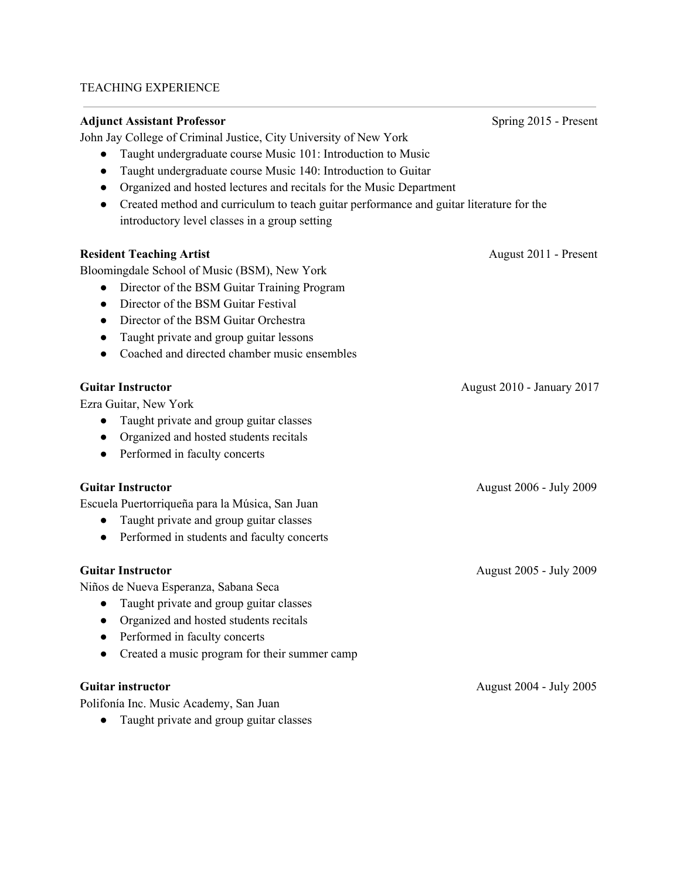## TEACHING EXPERIENCE

---

**Adjunct Assistant Professor** Spring 2015 - Present

John Jay College of Criminal Justice, City University of New York

- Taught undergraduate course Music 101: Introduction to Music
- Taught undergraduate course Music 140: Introduction to Guitar
- Organized and hosted lectures and recitals for the Music Department
- Created method and curriculum to teach guitar performance and guitar literature for the introductory level classes in a group setting

**Resident Teaching Artist** August 2011 - Present

Bloomingdale School of Music (BSM), New York

- Director of the BSM Guitar Training Program
- Director of the BSM Guitar Festival
- Director of the BSM Guitar Orchestra
- Taught private and group guitar lessons
- Coached and directed chamber music ensembles

**Guitar Instructor** August 2010 - January 2017

Ezra Guitar, New York

- Taught private and group guitar classes
- Organized and hosted students recitals
- Performed in faculty concerts

**Guitar Instructor** August 2006 - July 2009

Escuela Puertorriqueña para la Música, San Juan

- Taught private and group guitar classes
- Performed in students and faculty concerts

**Guitar Instructor** August 2005 - July 2009

Niños de Nueva Esperanza, Sabana Seca

- Taught private and group guitar classes
- Organized and hosted students recitals
- Performed in faculty concerts
- Created a music program for their summer camp

**Guitar instructor** August 2004 - July 2005

Polifonía Inc. Music Academy, San Juan

- Taught private and group guitar classes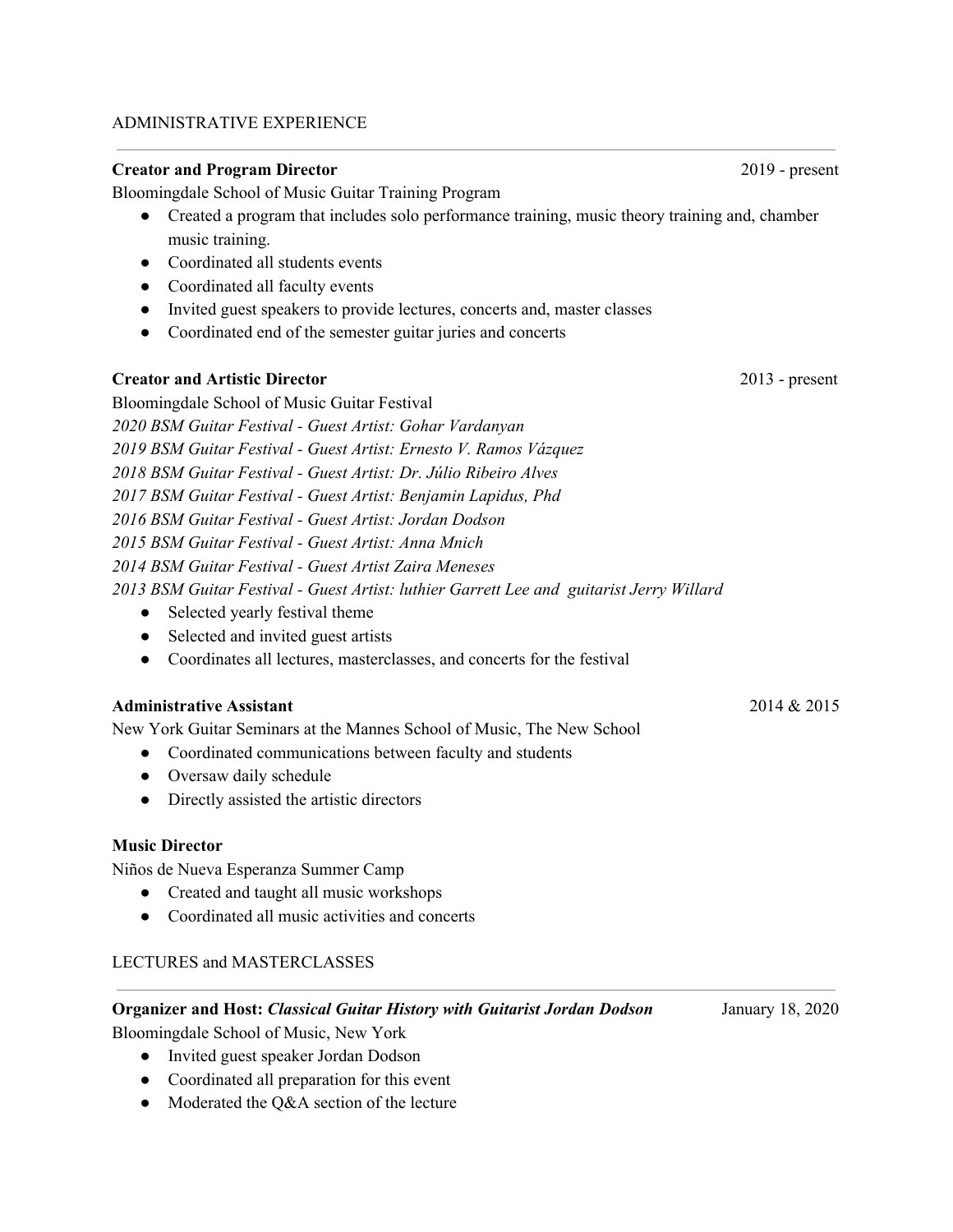## ADMINISTRATIVE EXPERIENCE

**Creator and Program Director** 2019 - present

Bloomingdale School of Music Guitar Training Program

- Created a program that includes solo performance training, music theory training and, chamber music training.
- Coordinated all students events
- Coordinated all faculty events
- Invited guest speakers to provide lectures, concerts and, master classes
- Coordinated end of the semester guitar juries and concerts

**Creator and Artistic Director** 2013 - present

Bloomingdale School of Music Guitar Festival

*2020 BSM Guitar Festival - Guest Artist: Gohar Vardanyan*
*2019 BSM Guitar Festival - Guest Artist: Ernesto V. Ramos Vázquez*
*2018 BSM Guitar Festival - Guest Artist: Dr. Júlio Ribeiro Alves*
*2017 BSM Guitar Festival - Guest Artist: Benjamin Lapidus, Phd*
*2016 BSM Guitar Festival - Guest Artist: Jordan Dodson*
*2015 BSM Guitar Festival - Guest Artist: Anna Mnich*
*2014 BSM Guitar Festival - Guest Artist Zaira Meneses*
*2013 BSM Guitar Festival - Guest Artist: luthier Garrett Lee and guitarist Jerry Willard*

- Selected yearly festival theme
- Selected and invited guest artists
- Coordinates all lectures, masterclasses, and concerts for the festival

**Administrative Assistant** 2014 & 2015

New York Guitar Seminars at the Mannes School of Music, The New School

- Coordinated communications between faculty and students
- Oversaw daily schedule
- Directly assisted the artistic directors

**Music Director**

Niños de Nueva Esperanza Summer Camp

- Created and taught all music workshops
- Coordinated all music activities and concerts

## LECTURES and MASTERCLASSES

**Organizer and Host: *Classical Guitar History with Guitarist Jordan Dodson*** January 18, 2020

Bloomingdale School of Music, New York

- Invited guest speaker Jordan Dodson
- Coordinated all preparation for this event
- Moderated the Q&A section of the lecture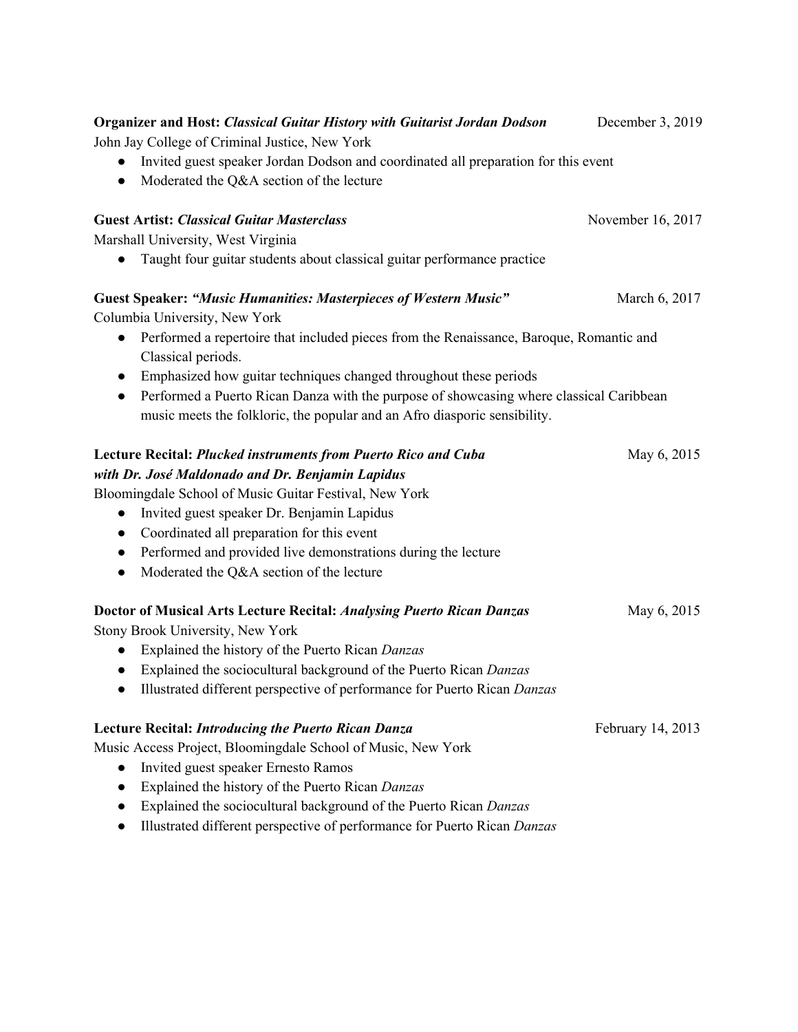**Organizer and Host:** ***Classical Guitar History with Guitarist Jordan Dodson*** December 3, 2019
John Jay College of Criminal Justice, New York

- Invited guest speaker Jordan Dodson and coordinated all preparation for this event
- Moderated the Q&A section of the lecture

**Guest Artist:** ***Classical Guitar Masterclass*** November 16, 2017
Marshall University, West Virginia

- Taught four guitar students about classical guitar performance practice

**Guest Speaker:** ***"Music Humanities: Masterpieces of Western Music"*** March 6, 2017
Columbia University, New York

- Performed a repertoire that included pieces from the Renaissance, Baroque, Romantic and Classical periods.
- Emphasized how guitar techniques changed throughout these periods
- Performed a Puerto Rican Danza with the purpose of showcasing where classical Caribbean music meets the folkloric, the popular and an Afro diasporic sensibility.

**Lecture Recital:** ***Plucked instruments from Puerto Rico and Cuba with Dr. José Maldonado and Dr. Benjamin Lapidus*** May 6, 2015
Bloomingdale School of Music Guitar Festival, New York

- Invited guest speaker Dr. Benjamin Lapidus
- Coordinated all preparation for this event
- Performed and provided live demonstrations during the lecture
- Moderated the Q&A section of the lecture

**Doctor of Musical Arts Lecture Recital:** ***Analysing Puerto Rican Danzas*** May 6, 2015
Stony Brook University, New York

- Explained the history of the Puerto Rican *Danzas*
- Explained the sociocultural background of the Puerto Rican *Danzas*
- Illustrated different perspective of performance for Puerto Rican *Danzas*

**Lecture Recital:** ***Introducing the Puerto Rican Danza*** February 14, 2013
Music Access Project, Bloomingdale School of Music, New York

- Invited guest speaker Ernesto Ramos
- Explained the history of the Puerto Rican *Danzas*
- Explained the sociocultural background of the Puerto Rican *Danzas*
- Illustrated different perspective of performance for Puerto Rican *Danzas*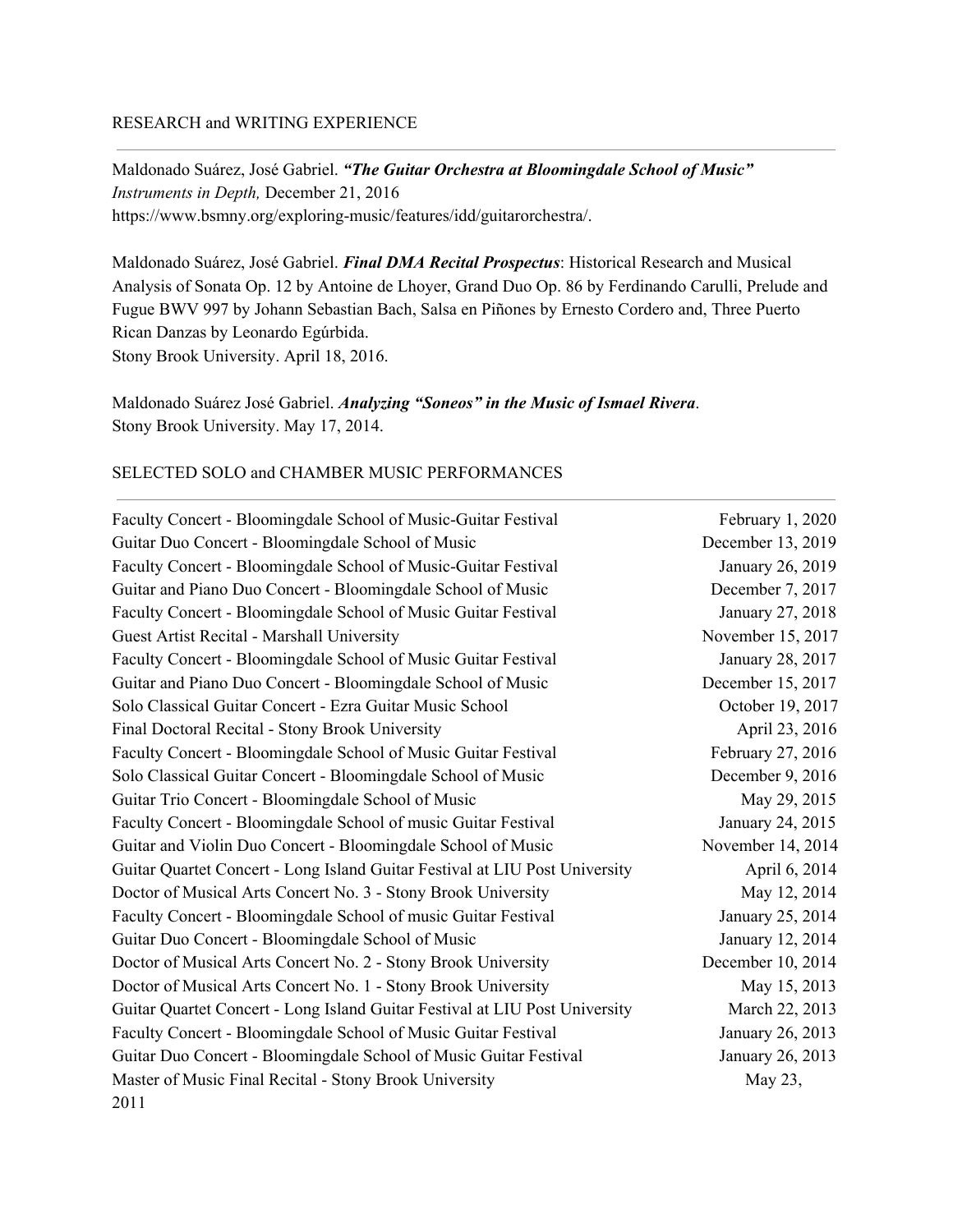## RESEARCH and WRITING EXPERIENCE

Maldonado Suárez, José Gabriel. ***"The Guitar Orchestra at Bloomingdale School of Music"*** *Instruments in Depth,* December 21, 2016 https://www.bsmny.org/exploring-music/features/idd/guitarorchestra/.

Maldonado Suárez, José Gabriel. ***Final DMA Recital Prospectus***: Historical Research and Musical Analysis of Sonata Op. 12 by Antoine de Lhoyer, Grand Duo Op. 86 by Ferdinando Carulli, Prelude and Fugue BWV 997 by Johann Sebastian Bach, Salsa en Piñones by Ernesto Cordero and, Three Puerto Rican Danzas by Leonardo Egúrbida.
Stony Brook University. April 18, 2016.

Maldonado Suárez José Gabriel. ***Analyzing "Soneos" in the Music of Ismael Rivera***.
Stony Brook University. May 17, 2014.

## SELECTED SOLO and CHAMBER MUSIC PERFORMANCES

| | |
|---|---|
| Faculty Concert - Bloomingdale School of Music-Guitar Festival | February 1, 2020 |
| Guitar Duo Concert - Bloomingdale School of Music | December 13, 2019 |
| Faculty Concert - Bloomingdale School of Music-Guitar Festival | January 26, 2019 |
| Guitar and Piano Duo Concert - Bloomingdale School of Music | December 7, 2017 |
| Faculty Concert - Bloomingdale School of Music Guitar Festival | January 27, 2018 |
| Guest Artist Recital - Marshall University | November 15, 2017 |
| Faculty Concert - Bloomingdale School of Music Guitar Festival | January 28, 2017 |
| Guitar and Piano Duo Concert - Bloomingdale School of Music | December 15, 2017 |
| Solo Classical Guitar Concert - Ezra Guitar Music School | October 19, 2017 |
| Final Doctoral Recital - Stony Brook University | April 23, 2016 |
| Faculty Concert - Bloomingdale School of Music Guitar Festival | February 27, 2016 |
| Solo Classical Guitar Concert - Bloomingdale School of Music | December 9, 2016 |
| Guitar Trio Concert - Bloomingdale School of Music | May 29, 2015 |
| Faculty Concert - Bloomingdale School of music Guitar Festival | January 24, 2015 |
| Guitar and Violin Duo Concert - Bloomingdale School of Music | November 14, 2014 |
| Guitar Quartet Concert - Long Island Guitar Festival at LIU Post University | April 6, 2014 |
| Doctor of Musical Arts Concert No. 3 - Stony Brook University | May 12, 2014 |
| Faculty Concert - Bloomingdale School of music Guitar Festival | January 25, 2014 |
| Guitar Duo Concert - Bloomingdale School of Music | January 12, 2014 |
| Doctor of Musical Arts Concert No. 2 - Stony Brook University | December 10, 2014 |
| Doctor of Musical Arts Concert No. 1 - Stony Brook University | May 15, 2013 |
| Guitar Quartet Concert - Long Island Guitar Festival at LIU Post University | March 22, 2013 |
| Faculty Concert - Bloomingdale School of Music Guitar Festival | January 26, 2013 |
| Guitar Duo Concert - Bloomingdale School of Music Guitar Festival | January 26, 2013 |
| Master of Music Final Recital - Stony Brook University | May 23, 2011 |